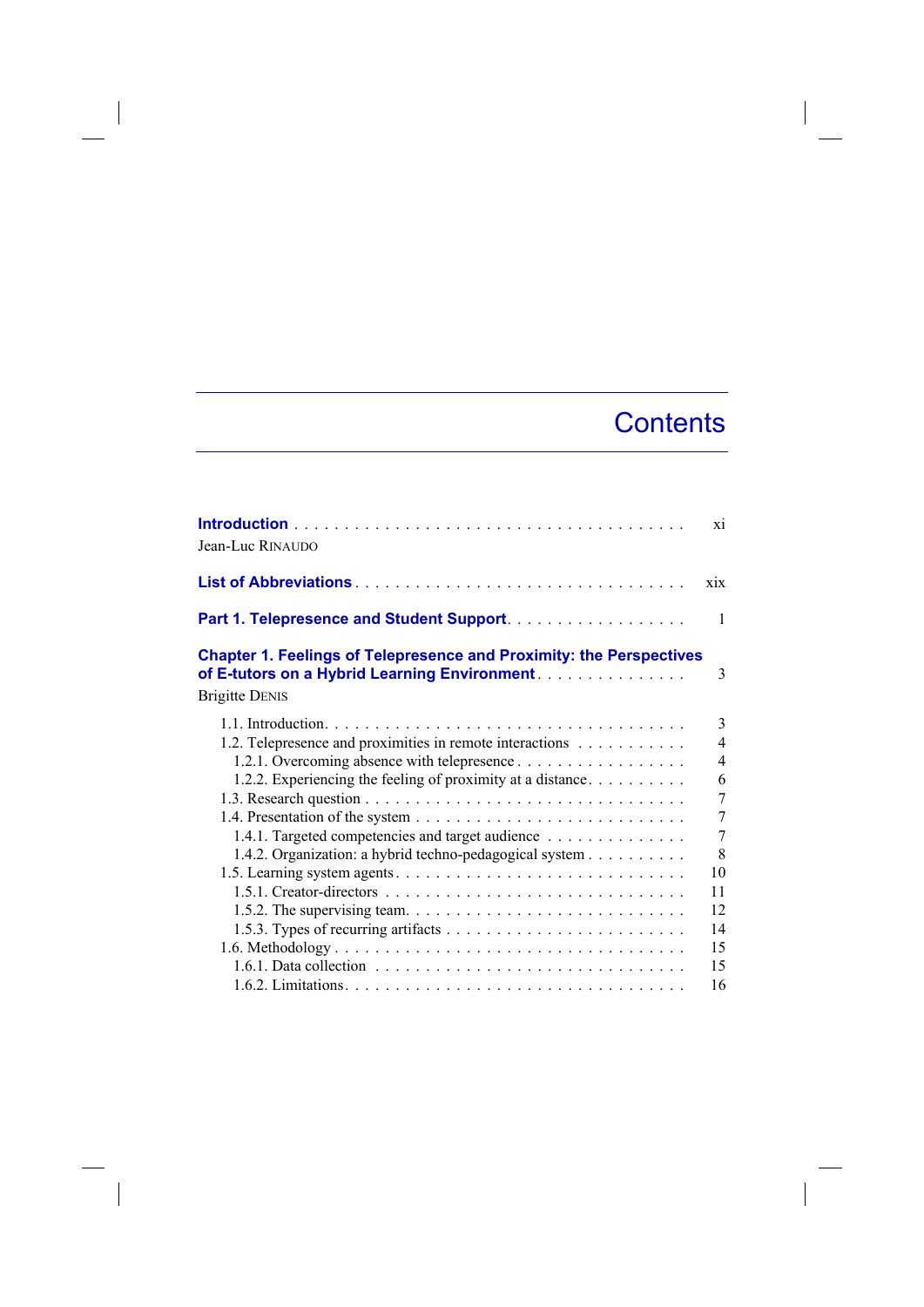# Contents

**Introduction** . . . . . . . . . . . . . . . . . . . . . . . . . . . . . . . . . . . . . . . xi
Jean-Luc RINAUDO

**List of Abbreviations** . . . . . . . . . . . . . . . . . . . . . . . . . . . . . . . . . xix

**Part 1. Telepresence and Student Support** . . . . . . . . . . . . . . . . . . 1

**Chapter 1. Feelings of Telepresence and Proximity: the Perspectives of E-tutors on a Hybrid Learning Environment** . . . . . . . . . . . . . . . 3
Brigitte DENIS

- 1.1. Introduction . . . . . . . . . . . . . . . . . . . . . . . . . . . . . . . . . . . 3
- 1.2. Telepresence and proximities in remote interactions . . . . . . . . . . . 4
  - 1.2.1. Overcoming absence with telepresence . . . . . . . . . . . . . . . . . 4
  - 1.2.2. Experiencing the feeling of proximity at a distance . . . . . . . . . . 6
- 1.3. Research question . . . . . . . . . . . . . . . . . . . . . . . . . . . . . . . 7
- 1.4. Presentation of the system . . . . . . . . . . . . . . . . . . . . . . . . . . 7
  - 1.4.1. Targeted competencies and target audience . . . . . . . . . . . . . . 7
  - 1.4.2. Organization: a hybrid techno-pedagogical system . . . . . . . . . . 8
- 1.5. Learning system agents . . . . . . . . . . . . . . . . . . . . . . . . . . . 10
  - 1.5.1. Creator-directors . . . . . . . . . . . . . . . . . . . . . . . . . . . . . 11
  - 1.5.2. The supervising team . . . . . . . . . . . . . . . . . . . . . . . . . . . 12
  - 1.5.3. Types of recurring artifacts . . . . . . . . . . . . . . . . . . . . . . . 14
- 1.6. Methodology . . . . . . . . . . . . . . . . . . . . . . . . . . . . . . . . . . 15
  - 1.6.1. Data collection . . . . . . . . . . . . . . . . . . . . . . . . . . . . . . 15
  - 1.6.2. Limitations . . . . . . . . . . . . . . . . . . . . . . . . . . . . . . . . . 16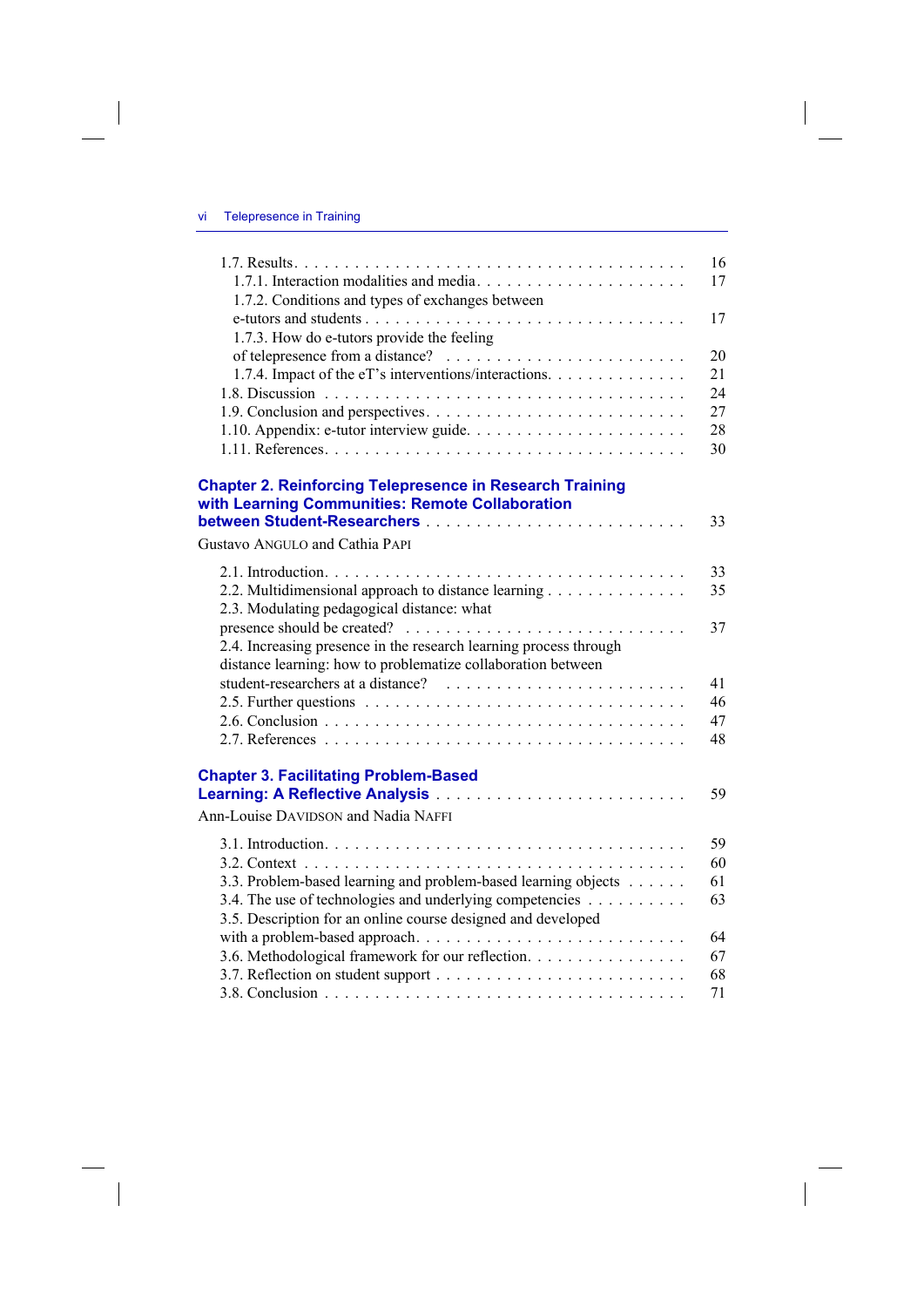1.7. Results . . . . . . . . . . 16
1.7.1. Interaction modalities and media . . . . . . . . . . 17
1.7.2. Conditions and types of exchanges between e-tutors and students . . . . . . . . . . 17
1.7.3. How do e-tutors provide the feeling of telepresence from a distance? . . . . . . . . . . 20
1.7.4. Impact of the eT's interventions/interactions . . . . . . . . . . 21
1.8. Discussion . . . . . . . . . . 24
1.9. Conclusion and perspectives . . . . . . . . . . 27
1.10. Appendix: e-tutor interview guide . . . . . . . . . . 28
1.11. References . . . . . . . . . . 30

**Chapter 2. Reinforcing Telepresence in Research Training with Learning Communities: Remote Collaboration between Student-Researchers** . . . . . . . . . . 33

Gustavo ANGULO and Cathia PAPI

2.1. Introduction . . . . . . . . . . 33
2.2. Multidimensional approach to distance learning . . . . . . . . . . 35
2.3. Modulating pedagogical distance: what presence should be created? . . . . . . . . . . 37
2.4. Increasing presence in the research learning process through distance learning: how to problematize collaboration between student-researchers at a distance? . . . . . . . . . . 41
2.5. Further questions . . . . . . . . . . 46
2.6. Conclusion . . . . . . . . . . 47
2.7. References . . . . . . . . . . 48

**Chapter 3. Facilitating Problem-Based Learning: A Reflective Analysis** . . . . . . . . . . 59

Ann-Louise DAVIDSON and Nadia NAFFI

3.1. Introduction . . . . . . . . . . 59
3.2. Context . . . . . . . . . . 60
3.3. Problem-based learning and problem-based learning objects . . . . . . . . . . 61
3.4. The use of technologies and underlying competencies . . . . . . . . . . 63
3.5. Description for an online course designed and developed with a problem-based approach . . . . . . . . . . 64
3.6. Methodological framework for our reflection . . . . . . . . . . 67
3.7. Reflection on student support . . . . . . . . . . 68
3.8. Conclusion . . . . . . . . . . 71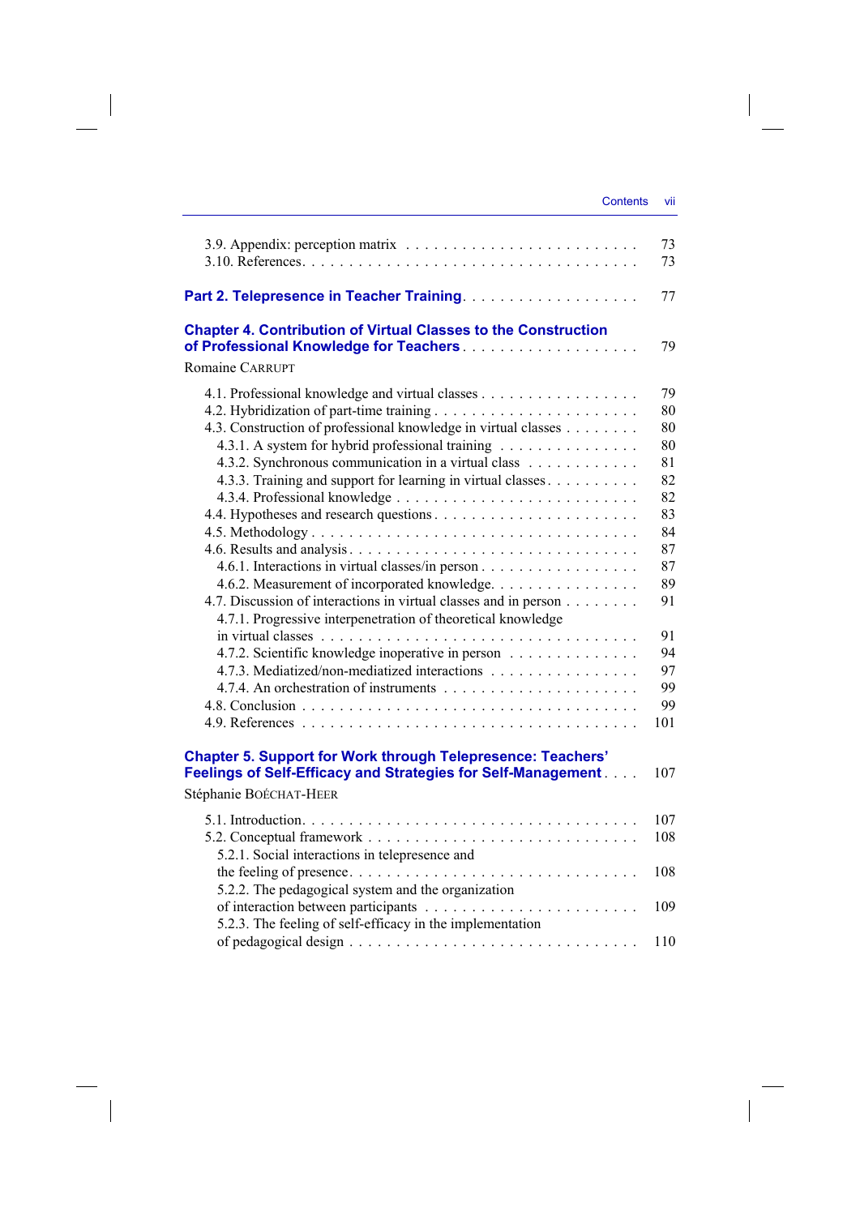3.9. Appendix: perception matrix . . . . . . . . . . . . . . . . . . . . . . . . 73
3.10. References . . . . . . . . . . . . . . . . . . . . . . . . . . . . . . . . . . 73

**Part 2. Telepresence in Teacher Training** . . . . . . . . . . . . . . . . . . . 77

**Chapter 4. Contribution of Virtual Classes to the Construction of Professional Knowledge for Teachers** . . . . . . . . . . . . . . . . . . . 79

Romaine CARRUPT

4.1. Professional knowledge and virtual classes . . . . . . . . . . . . . . . . . 79
4.2. Hybridization of part-time training . . . . . . . . . . . . . . . . . . . . . 80
4.3. Construction of professional knowledge in virtual classes . . . . . . . . 80
4.3.1. A system for hybrid professional training . . . . . . . . . . . . . . . 80
4.3.2. Synchronous communication in a virtual class . . . . . . . . . . . . 81
4.3.3. Training and support for learning in virtual classes . . . . . . . . . 82
4.3.4. Professional knowledge . . . . . . . . . . . . . . . . . . . . . . . . . 82
4.4. Hypotheses and research questions . . . . . . . . . . . . . . . . . . . . . 83
4.5. Methodology . . . . . . . . . . . . . . . . . . . . . . . . . . . . . . . . . 84
4.6. Results and analysis . . . . . . . . . . . . . . . . . . . . . . . . . . . . . 87
4.6.1. Interactions in virtual classes/in person . . . . . . . . . . . . . . . . 87
4.6.2. Measurement of incorporated knowledge . . . . . . . . . . . . . . . . 89
4.7. Discussion of interactions in virtual classes and in person . . . . . . . . 91
4.7.1. Progressive interpenetration of theoretical knowledge in virtual classes . . . . . . . . . . . . . . . . . . . . . . . . . . . . . . . 91
4.7.2. Scientific knowledge inoperative in person . . . . . . . . . . . . . . 94
4.7.3. Mediatized/non-mediatized interactions . . . . . . . . . . . . . . . . 97
4.7.4. An orchestration of instruments . . . . . . . . . . . . . . . . . . . . 99
4.8. Conclusion . . . . . . . . . . . . . . . . . . . . . . . . . . . . . . . . . . 99
4.9. References . . . . . . . . . . . . . . . . . . . . . . . . . . . . . . . . . . 101

**Chapter 5. Support for Work through Telepresence: Teachers' Feelings of Self-Efficacy and Strategies for Self-Management** . . . . 107

Stéphanie BOÉCHAT-HEER

5.1. Introduction . . . . . . . . . . . . . . . . . . . . . . . . . . . . . . . . . 107
5.2. Conceptual framework . . . . . . . . . . . . . . . . . . . . . . . . . . . . 108
5.2.1. Social interactions in telepresence and the feeling of presence . . . . . . . . . . . . . . . . . . . . . . . . . . . . 108
5.2.2. The pedagogical system and the organization of interaction between participants . . . . . . . . . . . . . . . . . . . . . . 109
5.2.3. The feeling of self-efficacy in the implementation of pedagogical design . . . . . . . . . . . . . . . . . . . . . . . . . . . . . 110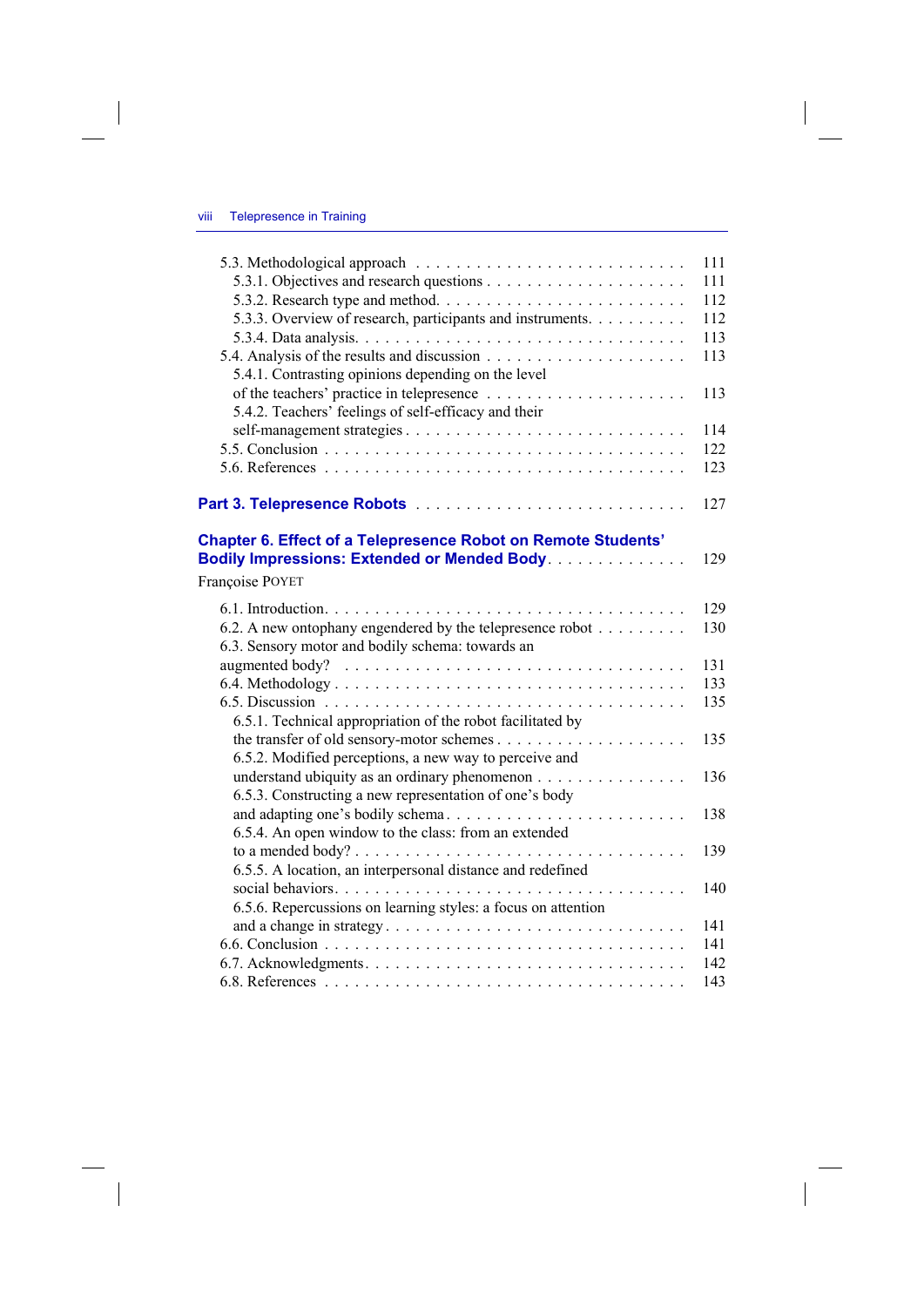5.3. Methodological approach . . . . . . . . . . . . . . . . . . . . . . . . . . 111
5.3.1. Objectives and research questions . . . . . . . . . . . . . . . . . . . . 111
5.3.2. Research type and method. . . . . . . . . . . . . . . . . . . . . . . . . 112
5.3.3. Overview of research, participants and instruments. . . . . . . . . . 112
5.3.4. Data analysis. . . . . . . . . . . . . . . . . . . . . . . . . . . . . . . 113
5.4. Analysis of the results and discussion . . . . . . . . . . . . . . . . . . . 113
5.4.1. Contrasting opinions depending on the level of the teachers' practice in telepresence . . . . . . . . . . . . . . . . . . . . . 113
5.4.2. Teachers' feelings of self-efficacy and their self-management strategies . . . . . . . . . . . . . . . . . . . . . . . . . . 114
5.5. Conclusion . . . . . . . . . . . . . . . . . . . . . . . . . . . . . . . . . 122
5.6. References . . . . . . . . . . . . . . . . . . . . . . . . . . . . . . . . . 123

**Part 3. Telepresence Robots** . . . . . . . . . . . . . . . . . . . . . . . . . 127

**Chapter 6. Effect of a Telepresence Robot on Remote Students' Bodily Impressions: Extended or Mended Body**. . . . . . . . . . . . . . 129
Françoise POYET

6.1. Introduction. . . . . . . . . . . . . . . . . . . . . . . . . . . . . . . . . 129
6.2. A new ontophany engendered by the telepresence robot . . . . . . . . . 130
6.3. Sensory motor and bodily schema: towards an augmented body? . . . . . . . . . . . . . . . . . . . . . . . . . . . . . . . . 131
6.4. Methodology . . . . . . . . . . . . . . . . . . . . . . . . . . . . . . . . 133
6.5. Discussion . . . . . . . . . . . . . . . . . . . . . . . . . . . . . . . . . 135
6.5.1. Technical appropriation of the robot facilitated by the transfer of old sensory-motor schemes . . . . . . . . . . . . . . . . . . 135
6.5.2. Modified perceptions, a new way to perceive and understand ubiquity as an ordinary phenomenon . . . . . . . . . . . . . . . 136
6.5.3. Constructing a new representation of one's body and adapting one's bodily schema . . . . . . . . . . . . . . . . . . . . . . . 138
6.5.4. An open window to the class: from an extended to a mended body? . . . . . . . . . . . . . . . . . . . . . . . . . . . . . . . 139
6.5.5. A location, an interpersonal distance and redefined social behaviors. . . . . . . . . . . . . . . . . . . . . . . . . . . . . . . . 140
6.5.6. Repercussions on learning styles: a focus on attention and a change in strategy . . . . . . . . . . . . . . . . . . . . . . . . . 141
6.6. Conclusion . . . . . . . . . . . . . . . . . . . . . . . . . . . . . . . . . 141
6.7. Acknowledgments. . . . . . . . . . . . . . . . . . . . . . . . . . . . . . 142
6.8. References . . . . . . . . . . . . . . . . . . . . . . . . . . . . . . . . . 143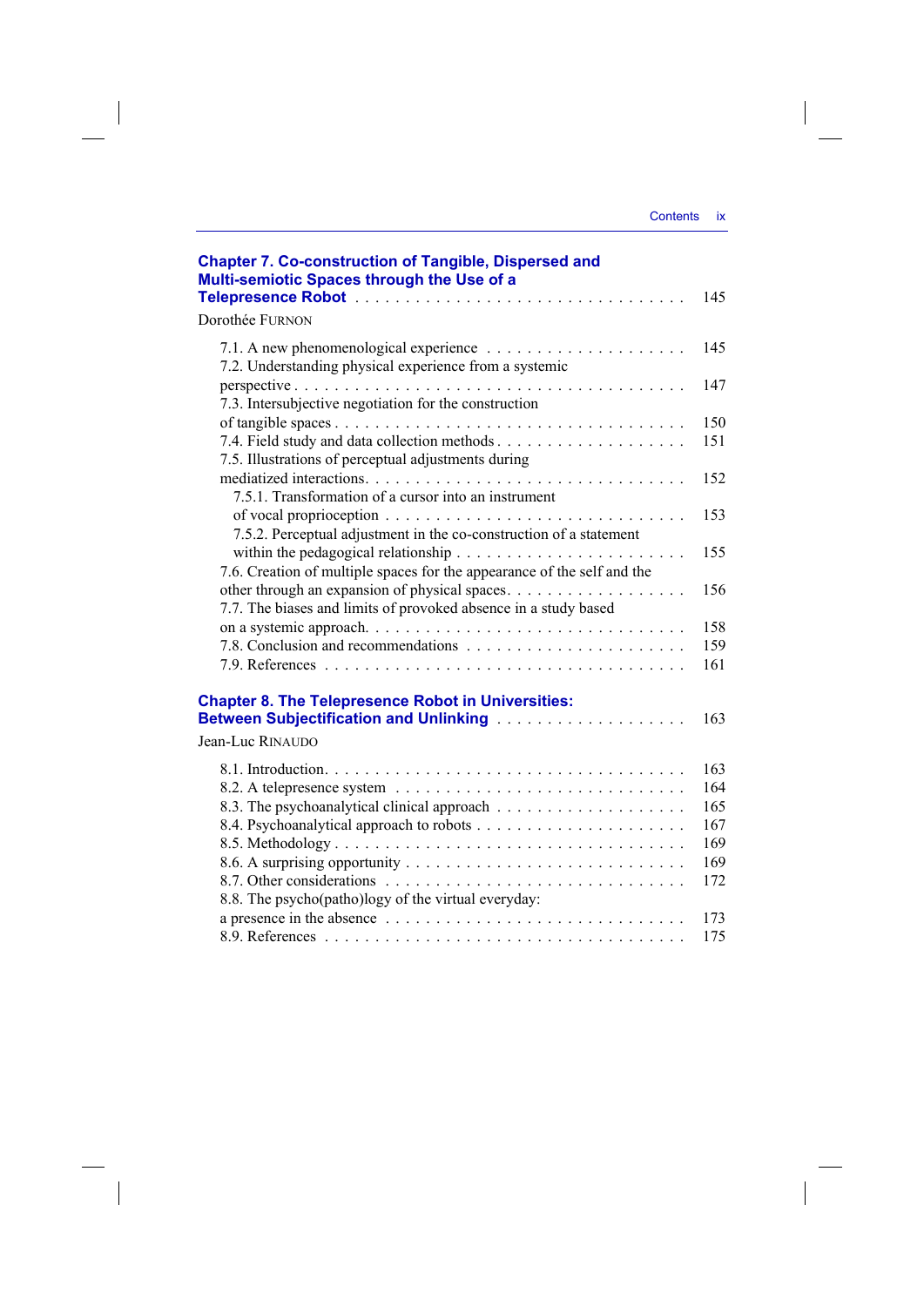**Chapter 7. Co-construction of Tangible, Dispersed and Multi-semiotic Spaces through the Use of a Telepresence Robot** . . . . . . . . . . . . . . . . . . . . . . . . . . . . . . . . 145

Dorothée FURNON

7.1. A new phenomenological experience . . . . . . . . . . . . . . . . . . . . 145
7.2. Understanding physical experience from a systemic perspective . . . . . . . . . . . . . . . . . . . . . . . . . . . . . . . . . . . . . 147
7.3. Intersubjective negotiation for the construction of tangible spaces . . . . . . . . . . . . . . . . . . . . . . . . . . . . . . . . . 150
7.4. Field study and data collection methods . . . . . . . . . . . . . . . . . . . 151
7.5. Illustrations of perceptual adjustments during mediatized interactions. . . . . . . . . . . . . . . . . . . . . . . . . . . . . . . 152
7.5.1. Transformation of a cursor into an instrument of vocal proprioception . . . . . . . . . . . . . . . . . . . . . . . . . . . . 153
7.5.2. Perceptual adjustment in the co-construction of a statement within the pedagogical relationship . . . . . . . . . . . . . . . . . . . . . . . 155
7.6. Creation of multiple spaces for the appearance of the self and the other through an expansion of physical spaces. . . . . . . . . . . . . . . . . . 156
7.7. The biases and limits of provoked absence in a study based on a systemic approach. . . . . . . . . . . . . . . . . . . . . . . . . . . . . . 158
7.8. Conclusion and recommendations . . . . . . . . . . . . . . . . . . . . . 159
7.9. References . . . . . . . . . . . . . . . . . . . . . . . . . . . . . . . . . 161

**Chapter 8. The Telepresence Robot in Universities: Between Subjectification and Unlinking** . . . . . . . . . . . . . . . . . . . 163

Jean-Luc RINAUDO

8.1. Introduction. . . . . . . . . . . . . . . . . . . . . . . . . . . . . . . . . 163
8.2. A telepresence system . . . . . . . . . . . . . . . . . . . . . . . . . . . 164
8.3. The psychoanalytical clinical approach . . . . . . . . . . . . . . . . . . . 165
8.4. Psychoanalytical approach to robots . . . . . . . . . . . . . . . . . . . . 167
8.5. Methodology . . . . . . . . . . . . . . . . . . . . . . . . . . . . . . . . 169
8.6. A surprising opportunity . . . . . . . . . . . . . . . . . . . . . . . . . . 169
8.7. Other considerations . . . . . . . . . . . . . . . . . . . . . . . . . . . . 172
8.8. The psycho(patho)logy of the virtual everyday: a presence in the absence . . . . . . . . . . . . . . . . . . . . . . . . . . . . 173
8.9. References . . . . . . . . . . . . . . . . . . . . . . . . . . . . . . . . . 175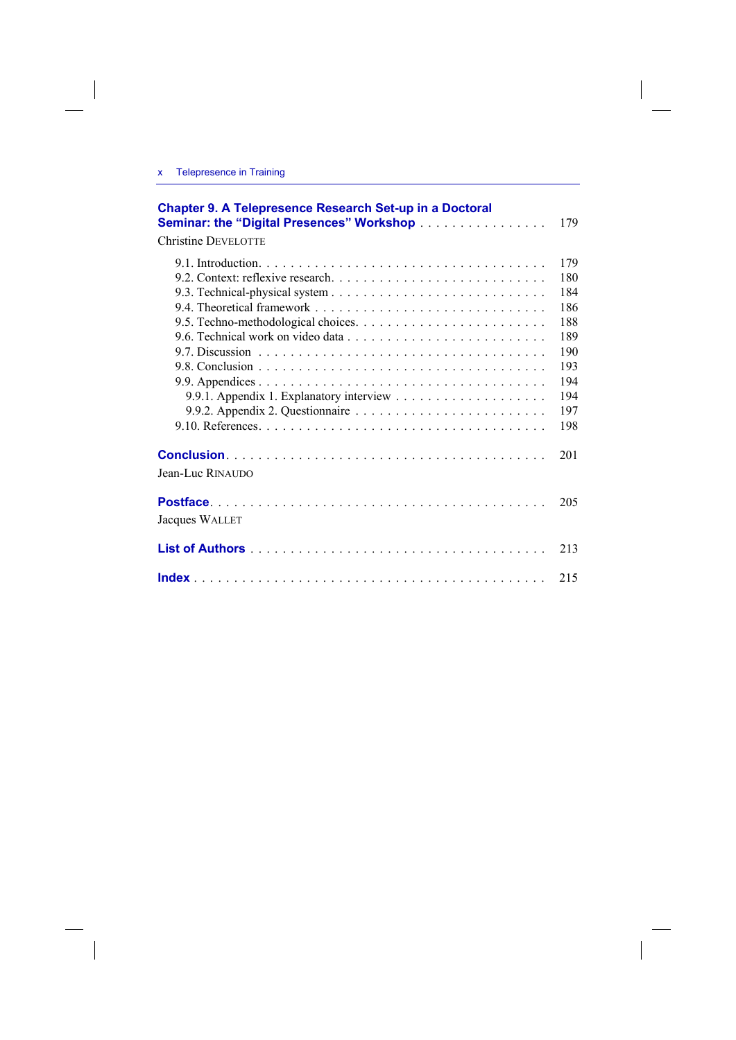**Chapter 9. A Telepresence Research Set-up in a Doctoral Seminar: the "Digital Presences" Workshop** . . . . . . . . . . . . . . . . 179

Christine DEVELOTTE

9.1. Introduction. . . . . . . . . . . . . . . . . . . . . . . . . . . . . . . . . . . 179
9.2. Context: reflexive research. . . . . . . . . . . . . . . . . . . . . . . . . 180
9.3. Technical-physical system . . . . . . . . . . . . . . . . . . . . . . . . . 184
9.4. Theoretical framework . . . . . . . . . . . . . . . . . . . . . . . . . . . 186
9.5. Techno-methodological choices. . . . . . . . . . . . . . . . . . . . . . 188
9.6. Technical work on video data . . . . . . . . . . . . . . . . . . . . . . . 189
9.7. Discussion . . . . . . . . . . . . . . . . . . . . . . . . . . . . . . . . . . 190
9.8. Conclusion . . . . . . . . . . . . . . . . . . . . . . . . . . . . . . . . . . 193
9.9. Appendices . . . . . . . . . . . . . . . . . . . . . . . . . . . . . . . . . . 194
  9.9.1. Appendix 1. Explanatory interview . . . . . . . . . . . . . . . . . . 194
  9.9.2. Appendix 2. Questionnaire . . . . . . . . . . . . . . . . . . . . . . . 197
9.10. References. . . . . . . . . . . . . . . . . . . . . . . . . . . . . . . . . . 198

**Conclusion**. . . . . . . . . . . . . . . . . . . . . . . . . . . . . . . . . . . . . 201

Jean-Luc RINAUDO

**Postface**. . . . . . . . . . . . . . . . . . . . . . . . . . . . . . . . . . . . . . 205

Jacques WALLET

**List of Authors** . . . . . . . . . . . . . . . . . . . . . . . . . . . . . . . . . . 213

**Index** . . . . . . . . . . . . . . . . . . . . . . . . . . . . . . . . . . . . . . . 215